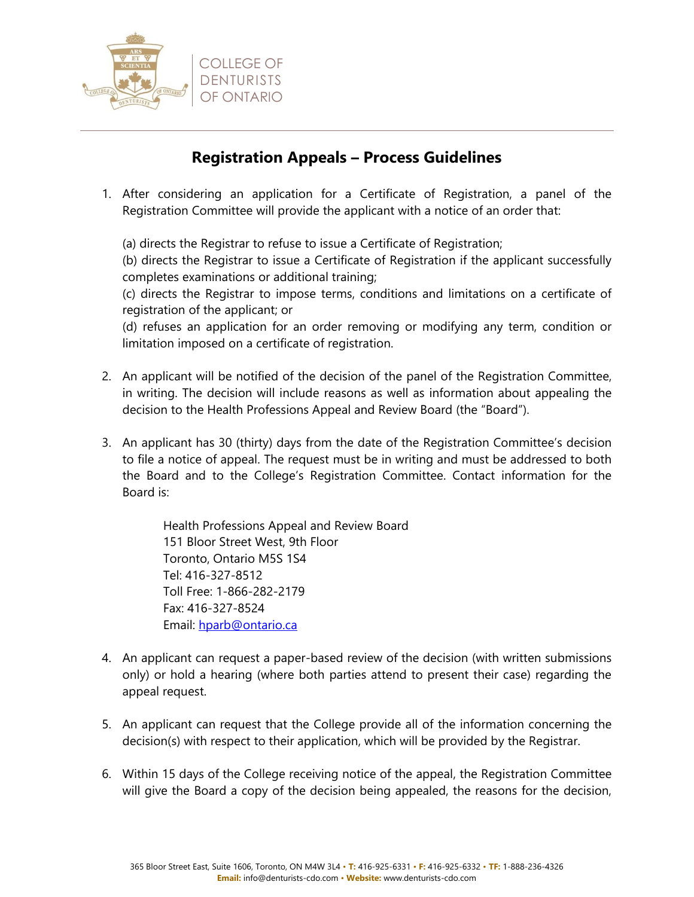COLLEGE OF DENTURISTS OF ONTARIO

# Registration Appeals – Process Guidelines

1. After considering an application for a Certificate of Registration, a panel of the Registration Committee will provide the applicant with a notice of an order that:

   (a) directs the Registrar to refuse to issue a Certificate of Registration;
   (b) directs the Registrar to issue a Certificate of Registration if the applicant successfully completes examinations or additional training;
   (c) directs the Registrar to impose terms, conditions and limitations on a certificate of registration of the applicant; or
   (d) refuses an application for an order removing or modifying any term, condition or limitation imposed on a certificate of registration.

2. An applicant will be notified of the decision of the panel of the Registration Committee, in writing. The decision will include reasons as well as information about appealing the decision to the Health Professions Appeal and Review Board (the "Board").

3. An applicant has 30 (thirty) days from the date of the Registration Committee's decision to file a notice of appeal. The request must be in writing and must be addressed to both the Board and to the College's Registration Committee. Contact information for the Board is:

   Health Professions Appeal and Review Board
   151 Bloor Street West, 9th Floor
   Toronto, Ontario M5S 1S4
   Tel: 416-327-8512
   Toll Free: 1-866-282-2179
   Fax: 416-327-8524
   Email: hparb@ontario.ca

4. An applicant can request a paper-based review of the decision (with written submissions only) or hold a hearing (where both parties attend to present their case) regarding the appeal request.

5. An applicant can request that the College provide all of the information concerning the decision(s) with respect to their application, which will be provided by the Registrar.

6. Within 15 days of the College receiving notice of the appeal, the Registration Committee will give the Board a copy of the decision being appealed, the reasons for the decision,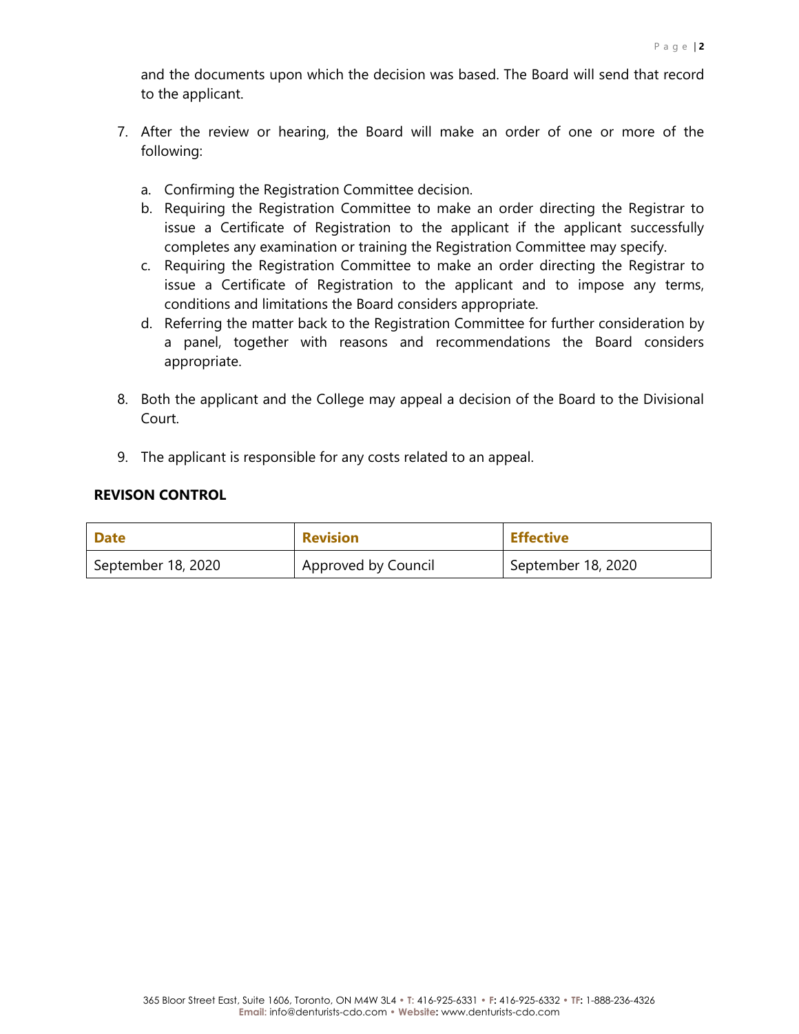and the documents upon which the decision was based. The Board will send that record to the applicant.

7. After the review or hearing, the Board will make an order of one or more of the following:

   a. Confirming the Registration Committee decision.
   b. Requiring the Registration Committee to make an order directing the Registrar to issue a Certificate of Registration to the applicant if the applicant successfully completes any examination or training the Registration Committee may specify.
   c. Requiring the Registration Committee to make an order directing the Registrar to issue a Certificate of Registration to the applicant and to impose any terms, conditions and limitations the Board considers appropriate.
   d. Referring the matter back to the Registration Committee for further consideration by a panel, together with reasons and recommendations the Board considers appropriate.

8. Both the applicant and the College may appeal a decision of the Board to the Divisional Court.

9. The applicant is responsible for any costs related to an appeal.

**REVISON CONTROL**

| Date | Revision | Effective |
|---|---|---|
| September 18, 2020 | Approved by Council | September 18, 2020 |

365 Bloor Street East, Suite 1606, Toronto, ON M4W 3L4 • T: 416-925-6331 • F: 416-925-6332 • TF: 1-888-236-4326
Email: info@denturists-cdo.com • Website: www.denturists-cdo.com